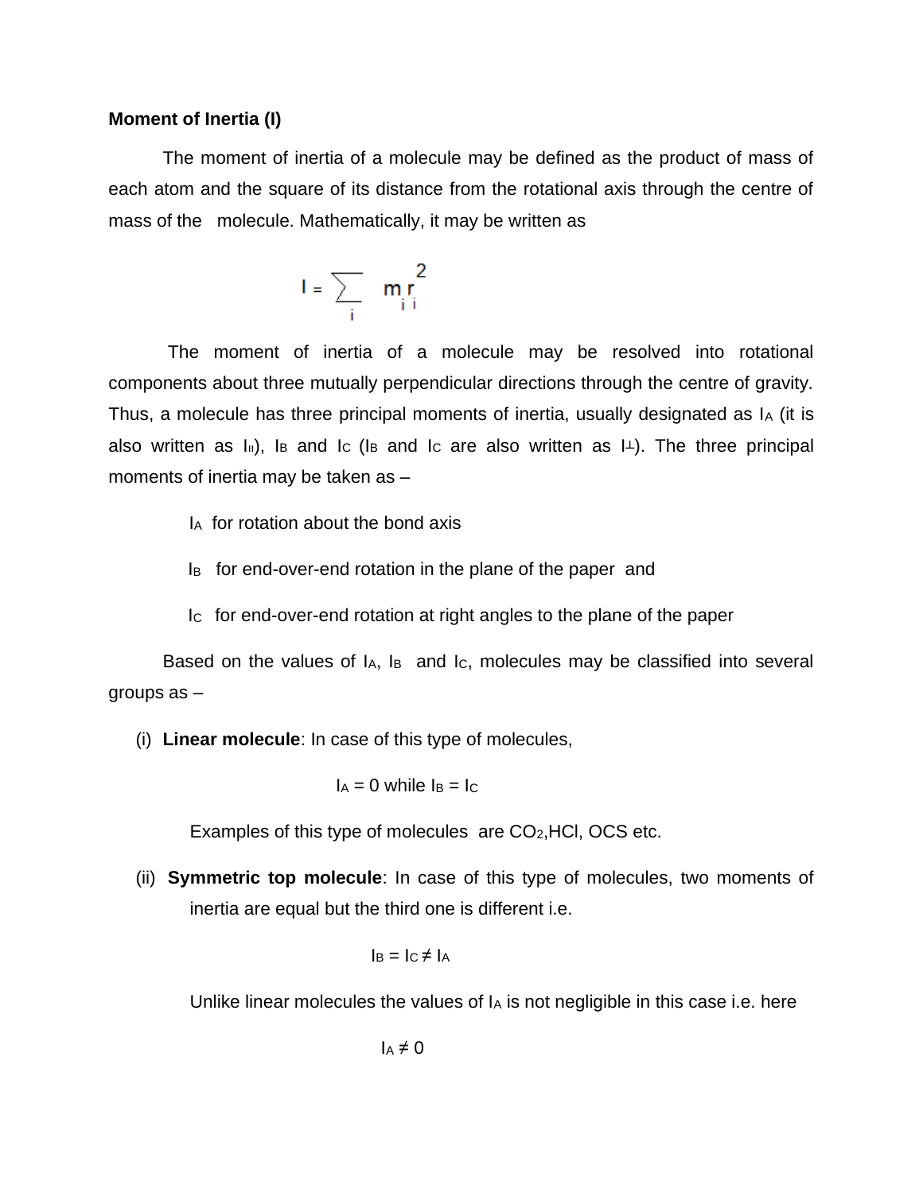**Moment of Inertia (I)**

The moment of inertia of a molecule may be defined as the product of mass of each atom and the square of its distance from the rotational axis through the centre of mass of the molecule. Mathematically, it may be written as

$$I = \sum_i m_i r_i^2$$

The moment of inertia of a molecule may be resolved into rotational components about three mutually perpendicular directions through the centre of gravity. Thus, a molecule has three principal moments of inertia, usually designated as $I_A$ (it is also written as $I_{II}$), $I_B$ and $I_C$ ($I_B$ and $I_C$ are also written as $I_{\perp}$). The three principal moments of inertia may be taken as –

$I_A$ for rotation about the bond axis

$I_B$ for end-over-end rotation in the plane of the paper and

$I_C$ for end-over-end rotation at right angles to the plane of the paper

Based on the values of $I_A$, $I_B$ and $I_C$, molecules may be classified into several groups as –

(i) **Linear molecule**: In case of this type of molecules,

$$I_A = 0 \text{ while } I_B = I_C$$

Examples of this type of molecules are $CO_2$, HCl, OCS etc.

(ii) **Symmetric top molecule**: In case of this type of molecules, two moments of inertia are equal but the third one is different i.e.

$$I_B = I_C \neq I_A$$

Unlike linear molecules the values of $I_A$ is not negligible in this case i.e. here

$$I_A \neq 0$$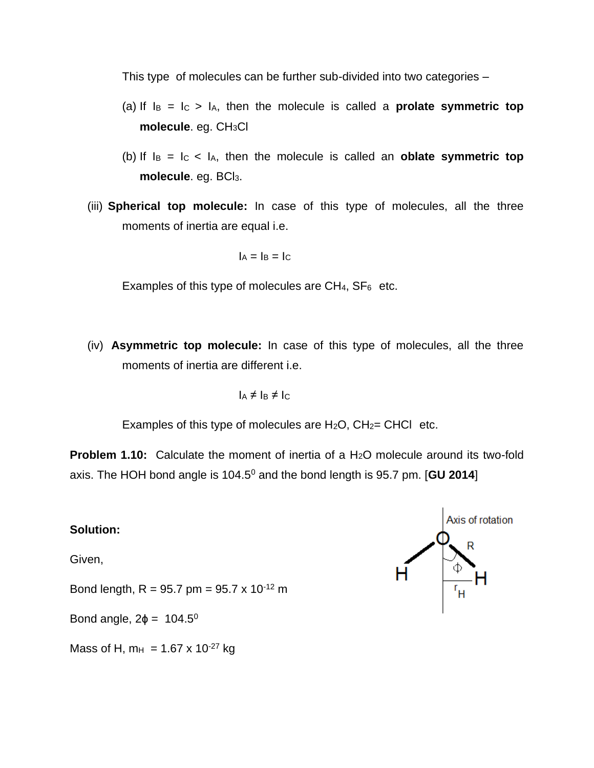This type of molecules can be further sub-divided into two categories –

(a) If $I_B = I_C > I_A$, then the molecule is called a **prolate symmetric top molecule**. eg. $CH_3Cl$

(b) If $I_B = I_C < I_A$, then the molecule is called an **oblate symmetric top molecule**. eg. $BCl_3$.

(iii) **Spherical top molecule:** In case of this type of molecules, all the three moments of inertia are equal i.e.

$$I_A = I_B = I_C$$

Examples of this type of molecules are $CH_4$, $SF_6$ etc.

(iv) **Asymmetric top molecule:** In case of this type of molecules, all the three moments of inertia are different i.e.

$$I_A \neq I_B \neq I_C$$

Examples of this type of molecules are $H_2O$, $CH_2$= CHCl etc.

**Problem 1.10:** Calculate the moment of inertia of a $H_2O$ molecule around its two-fold axis. The HOH bond angle is $104.5^0$ and the bond length is 95.7 pm. [**GU 2014**]

**Solution:**

Given,

Bond length, $R = 95.7$ pm $= 95.7 \times 10^{-12}$ m

Bond angle, $2\phi = 104.5^0$

Mass of H, $m_H = 1.67 \times 10^{-27}$ kg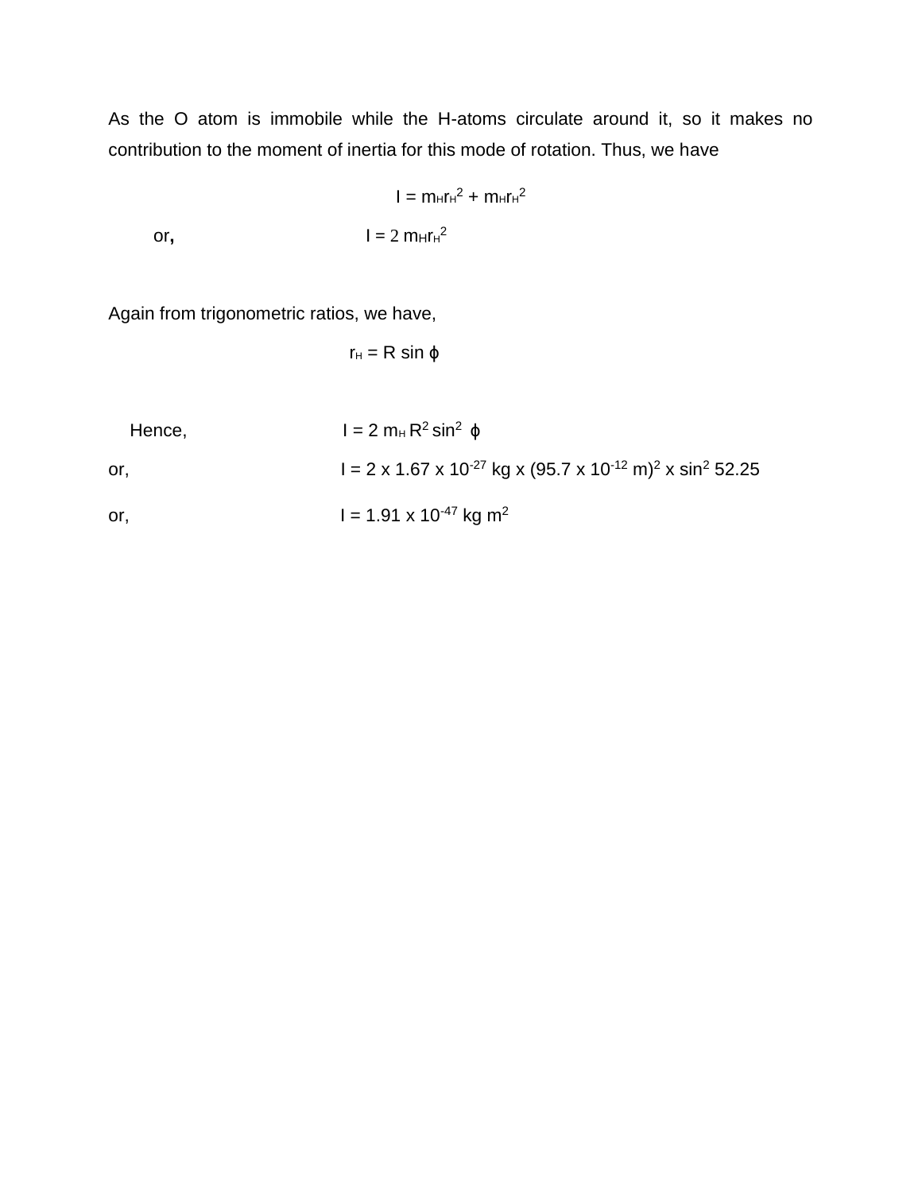As the O atom is immobile while the H-atoms circulate around it, so it makes no contribution to the moment of inertia for this mode of rotation. Thus, we have

$$I = m_H r_H^2 + m_H r_H^2$$

or,

$$I = 2\, m_H r_H^2$$

Again from trigonometric ratios, we have,

$$r_H = R \sin \phi$$

Hence,

$$I = 2\, m_H R^2 \sin^2 \phi$$

or,

$$I = 2 \times 1.67 \times 10^{-27} \text{ kg} \times (95.7 \times 10^{-12} \text{ m})^2 \times \sin^2 52.25$$

or,

$$I = 1.91 \times 10^{-47} \text{ kg m}^2$$